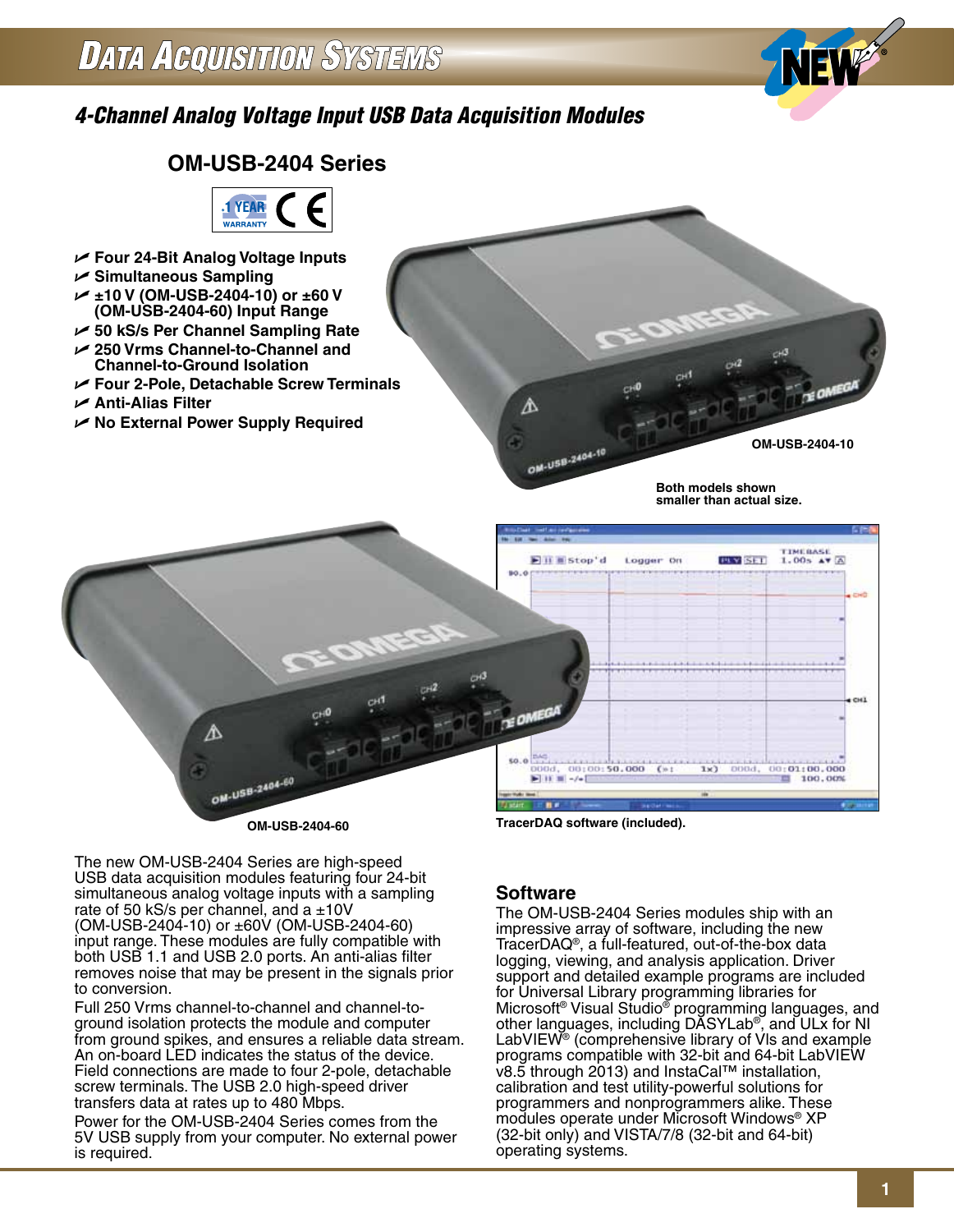# Data Acquisition Systems

## *4-Channel Analog Voltage Input USB Data Acquisition Modules*

## OM-USB-2404 Series

- **Four 24-Bit Analog Voltage Inputs**
- **Simultaneous Sampling**
- **±10 V (OM-USB-2404-10) or ±60 V (OM-USB-2404-60) Input Range**
- **50 kS/s Per Channel Sampling Rate**
- **250 Vrms Channel-to-Channel and Channel-to-Ground Isolation**
- **Four 2-Pole, Detachable Screw Terminals**
- **Anti-Alias Filter**
- **No External Power Supply Required**

**OM-USB-2404-10**

**Both models shown smaller than actual size.**

**OM-USB-2404-60**

**TracerDAQ software (included).**

The new OM-USB-2404 Series are high-speed USB data acquisition modules featuring four 24-bit simultaneous analog voltage inputs with a sampling rate of 50 kS/s per channel, and a ±10V (OM-USB-2404-10) or ±60V (OM-USB-2404-60) input range. These modules are fully compatible with both USB 1.1 and USB 2.0 ports. An anti-alias filter removes noise that may be present in the signals prior to conversion.

Full 250 Vrms channel-to-channel and channel-to-ground isolation protects the module and computer from ground spikes, and ensures a reliable data stream. An on-board LED indicates the status of the device. Field connections are made to four 2-pole, detachable screw terminals. The USB 2.0 high-speed driver transfers data at rates up to 480 Mbps.

Power for the OM-USB-2404 Series comes from the 5V USB supply from your computer. No external power is required.

## Software

The OM-USB-2404 Series modules ship with an impressive array of software, including the new TracerDAQ®, a full-featured, out-of-the-box data logging, viewing, and analysis application. Driver support and detailed example programs are included for Universal Library programming libraries for Microsoft® Visual Studio® programming languages, and other languages, including DASYLab®, and ULx for NI LabVIEW® (comprehensive library of VIs and example programs compatible with 32-bit and 64-bit LabVIEW v8.5 through 2013) and InstaCal™ installation, calibration and test utility-powerful solutions for programmers and nonprogrammers alike. These modules operate under Microsoft Windows® XP (32-bit only) and VISTA/7/8 (32-bit and 64-bit) operating systems.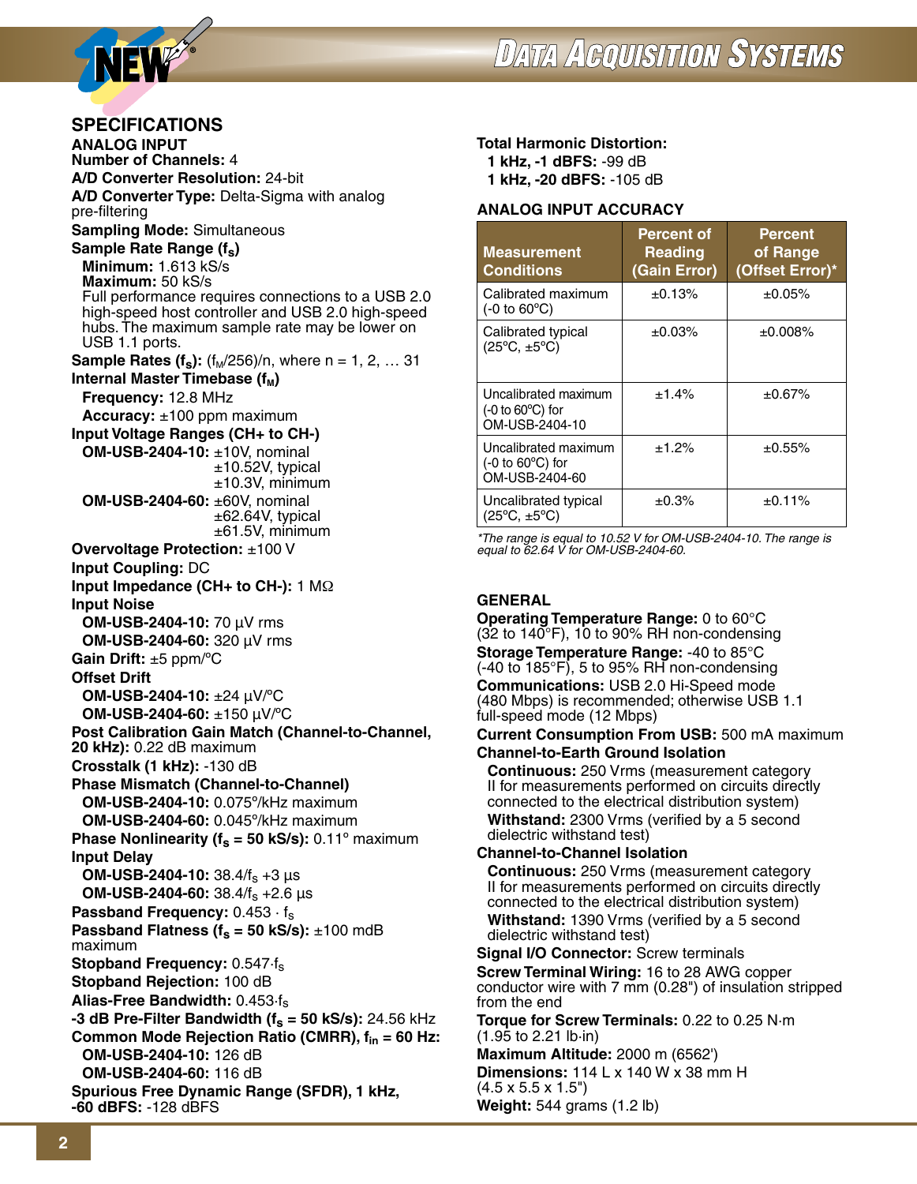## SPECIFICATIONS

### ANALOG INPUT

**Number of Channels:** 4

**A/D Converter Resolution:** 24-bit

**A/D Converter Type:** Delta-Sigma with analog pre-filtering

**Sampling Mode:** Simultaneous

**Sample Rate Range ($f_S$)**
- **Minimum:** 1.613 kS/s
- **Maximum:** 50 kS/s

Full performance requires connections to a USB 2.0 high-speed host controller and USB 2.0 high-speed hubs. The maximum sample rate may be lower on USB 1.1 ports.

**Sample Rates ($f_S$):** $(f_M/256)/n$, where n = 1, 2, … 31

**Internal Master Timebase ($f_M$)**
- **Frequency:** 12.8 MHz
- **Accuracy:** ±100 ppm maximum

**Input Voltage Ranges (CH+ to CH-)**
- **OM-USB-2404-10:** ±10V, nominal; ±10.52V, typical; ±10.3V, minimum
- **OM-USB-2404-60:** ±60V, nominal; ±62.64V, typical; ±61.5V, minimum

**Overvoltage Protection:** ±100 V

**Input Coupling:** DC

**Input Impedance (CH+ to CH-):** 1 MΩ

**Input Noise**
- **OM-USB-2404-10:** 70 µV rms
- **OM-USB-2404-60:** 320 µV rms

**Gain Drift:** ±5 ppm/°C

**Offset Drift**
- **OM-USB-2404-10:** ±24 µV/°C
- **OM-USB-2404-60:** ±150 µV/°C

**Post Calibration Gain Match (Channel-to-Channel, 20 kHz):** 0.22 dB maximum

**Crosstalk (1 kHz):** -130 dB

**Phase Mismatch (Channel-to-Channel)**
- **OM-USB-2404-10:** 0.075°/kHz maximum
- **OM-USB-2404-60:** 0.045°/kHz maximum

**Phase Nonlinearity ($f_S$ = 50 kS/s):** 0.11° maximum

**Input Delay**
- **OM-USB-2404-10:** $38.4/f_S$ +3 µs
- **OM-USB-2404-60:** $38.4/f_S$ +2.6 µs

**Passband Frequency:** $0.453 \cdot f_S$

**Passband Flatness ($f_S$ = 50 kS/s):** ±100 mdB maximum

**Stopband Frequency:** $0.547 \cdot f_S$

**Stopband Rejection:** 100 dB

**Alias-Free Bandwidth:** $0.453 \cdot f_S$

**-3 dB Pre-Filter Bandwidth ($f_S$ = 50 kS/s):** 24.56 kHz

**Common Mode Rejection Ratio (CMRR), $f_{in}$ = 60 Hz:**
- **OM-USB-2404-10:** 126 dB
- **OM-USB-2404-60:** 116 dB

**Spurious Free Dynamic Range (SFDR), 1 kHz, -60 dBFS:** -128 dBFS

**Total Harmonic Distortion:**
- **1 kHz, -1 dBFS:** -99 dB
- **1 kHz, -20 dBFS:** -105 dB

### ANALOG INPUT ACCURACY

| Measurement Conditions | Percent of Reading (Gain Error) | Percent of Range (Offset Error)* |
|---|---|---|
| Calibrated maximum (-0 to 60°C) | ±0.13% | ±0.05% |
| Calibrated typical (25°C, ±5°C) | ±0.03% | ±0.008% |
| Uncalibrated maximum (-0 to 60°C) for OM-USB-2404-10 | ±1.4% | ±0.67% |
| Uncalibrated maximum (-0 to 60°C) for OM-USB-2404-60 | ±1.2% | ±0.55% |
| Uncalibrated typical (25°C, ±5°C) | ±0.3% | ±0.11% |

*The range is equal to 10.52 V for OM-USB-2404-10. The range is equal to 62.64 V for OM-USB-2404-60.*

### GENERAL

**Operating Temperature Range:** 0 to 60°C (32 to 140°F), 10 to 90% RH non-condensing

**Storage Temperature Range:** -40 to 85°C (-40 to 185°F), 5 to 95% RH non-condensing

**Communications:** USB 2.0 Hi-Speed mode (480 Mbps) is recommended; otherwise USB 1.1 full-speed mode (12 Mbps)

**Current Consumption From USB:** 500 mA maximum

**Channel-to-Earth Ground Isolation**
- **Continuous:** 250 Vrms (measurement category II for measurements performed on circuits directly connected to the electrical distribution system)
- **Withstand:** 2300 Vrms (verified by a 5 second dielectric withstand test)

**Channel-to-Channel Isolation**
- **Continuous:** 250 Vrms (measurement category II for measurements performed on circuits directly connected to the electrical distribution system)
- **Withstand:** 1390 Vrms (verified by a 5 second dielectric withstand test)

**Signal I/O Connector:** Screw terminals

**Screw Terminal Wiring:** 16 to 28 AWG copper conductor wire with 7 mm (0.28") of insulation stripped from the end

**Torque for Screw Terminals:** 0.22 to 0.25 N·m (1.95 to 2.21 lb·in)

**Maximum Altitude:** 2000 m (6562')

**Dimensions:** 114 L x 140 W x 38 mm H (4.5 x 5.5 x 1.5")

**Weight:** 544 grams (1.2 lb)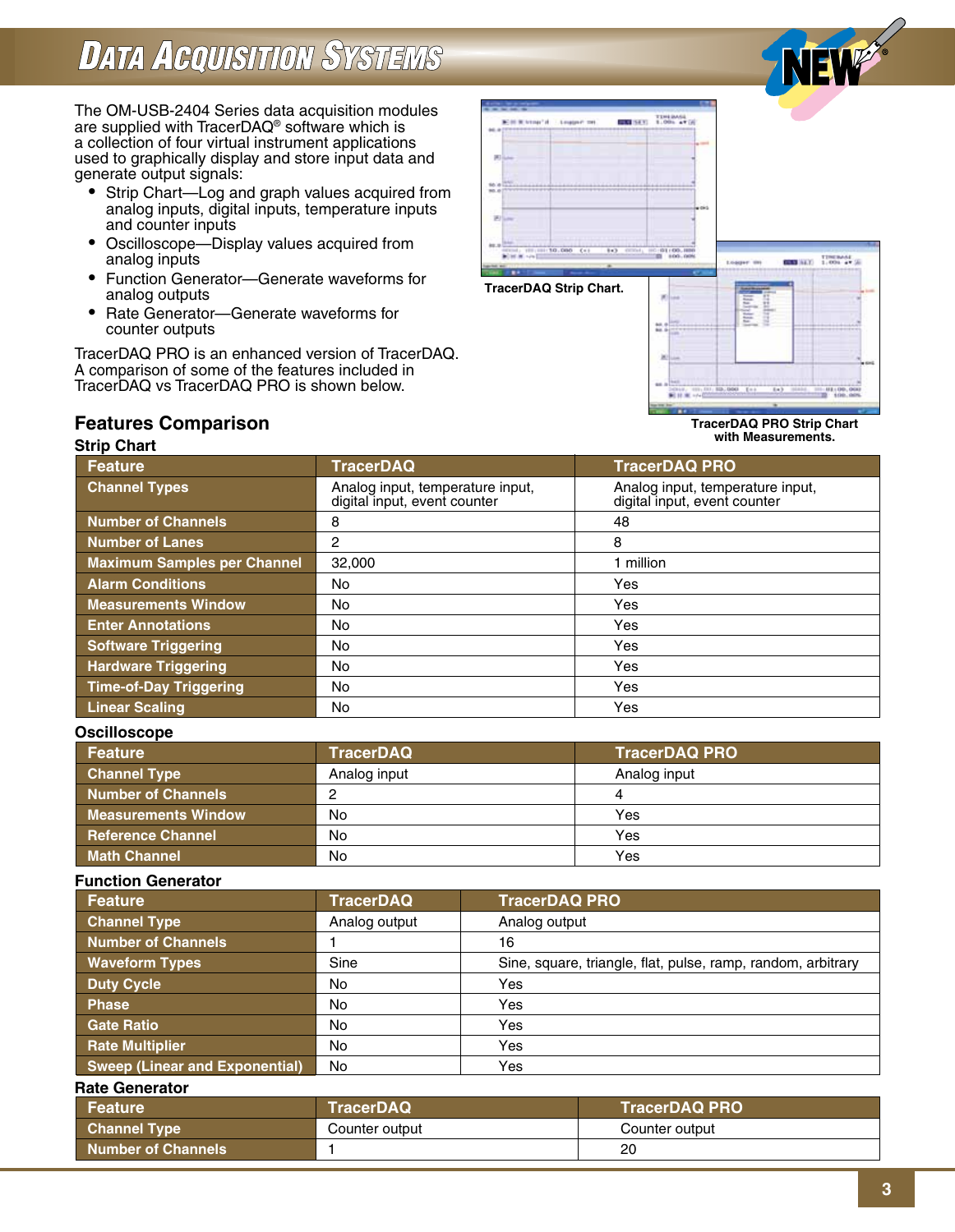# Data Acquisition Systems

The OM-USB-2404 Series data acquisition modules are supplied with TracerDAQ® software which is a collection of four virtual instrument applications used to graphically display and store input data and generate output signals:

- Strip Chart—Log and graph values acquired from analog inputs, digital inputs, temperature inputs and counter inputs
- Oscilloscope—Display values acquired from analog inputs
- Function Generator—Generate waveforms for analog outputs
- Rate Generator—Generate waveforms for counter outputs

TracerDAQ PRO is an enhanced version of TracerDAQ. A comparison of some of the features included in TracerDAQ vs TracerDAQ PRO is shown below.

TracerDAQ Strip Chart.

TracerDAQ PRO Strip Chart with Measurements.

## Features Comparison

### Strip Chart

| Feature | TracerDAQ | TracerDAQ PRO |
|---|---|---|
| Channel Types | Analog input, temperature input, digital input, event counter | Analog input, temperature input, digital input, event counter |
| Number of Channels | 8 | 48 |
| Number of Lanes | 2 | 8 |
| Maximum Samples per Channel | 32,000 | 1 million |
| Alarm Conditions | No | Yes |
| Measurements Window | No | Yes |
| Enter Annotations | No | Yes |
| Software Triggering | No | Yes |
| Hardware Triggering | No | Yes |
| Time-of-Day Triggering | No | Yes |
| Linear Scaling | No | Yes |

### Oscilloscope

| Feature | TracerDAQ | TracerDAQ PRO |
|---|---|---|
| Channel Type | Analog input | Analog input |
| Number of Channels | 2 | 4 |
| Measurements Window | No | Yes |
| Reference Channel | No | Yes |
| Math Channel | No | Yes |

### Function Generator

| Feature | TracerDAQ | TracerDAQ PRO |
|---|---|---|
| Channel Type | Analog output | Analog output |
| Number of Channels | 1 | 16 |
| Waveform Types | Sine | Sine, square, triangle, flat, pulse, ramp, random, arbitrary |
| Duty Cycle | No | Yes |
| Phase | No | Yes |
| Gate Ratio | No | Yes |
| Rate Multiplier | No | Yes |
| Sweep (Linear and Exponential) | No | Yes |

### Rate Generator

| Feature | TracerDAQ | TracerDAQ PRO |
|---|---|---|
| Channel Type | Counter output | Counter output |
| Number of Channels | 1 | 20 |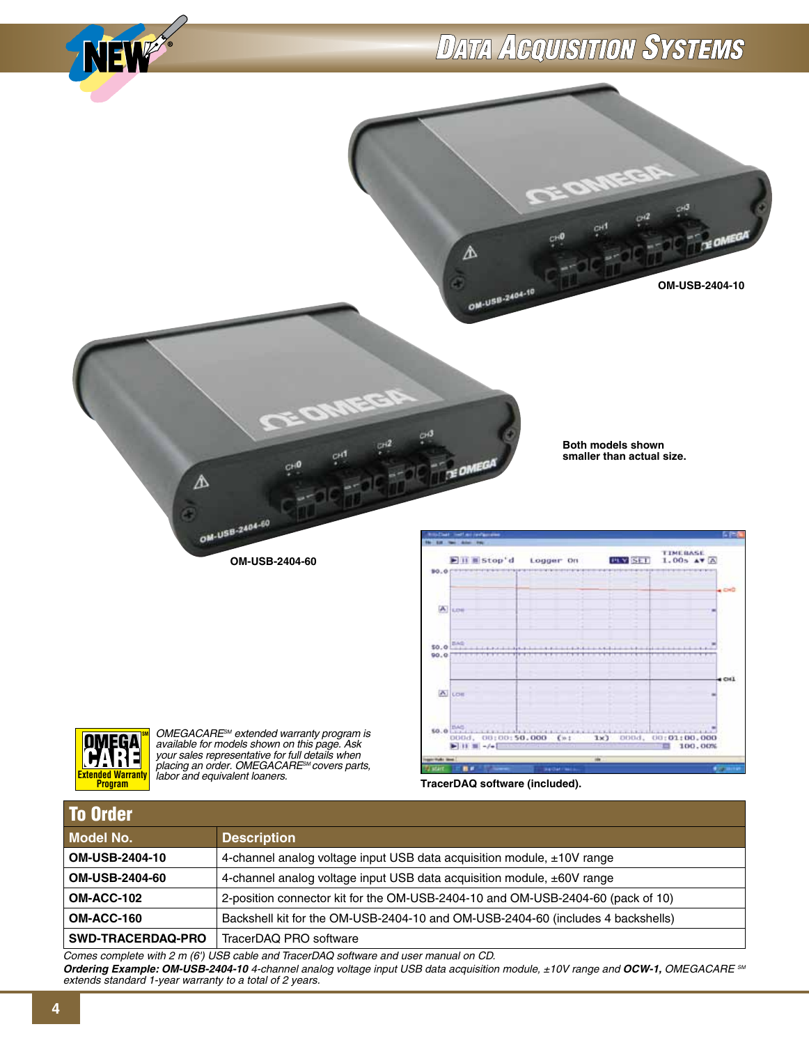# Data Acquisition Systems

OM-USB-2404-10

OM-USB-2404-60

Both models shown smaller than actual size.

TracerDAQ software (included).

OMEGACARE℠ extended warranty program is available for models shown on this page. Ask your sales representative for full details when placing an order. OMEGACARE℠ covers parts, labor and equivalent loaners.

## To Order

| Model No. | Description |
|---|---|
| **OM-USB-2404-10** | 4-channel analog voltage input USB data acquisition module, ±10V range |
| **OM-USB-2404-60** | 4-channel analog voltage input USB data acquisition module, ±60V range |
| **OM-ACC-102** | 2-position connector kit for the OM-USB-2404-10 and OM-USB-2404-60 (pack of 10) |
| **OM-ACC-160** | Backshell kit for the OM-USB-2404-10 and OM-USB-2404-60 (includes 4 backshells) |
| **SWD-TRACERDAQ-PRO** | TracerDAQ PRO software |

*Comes complete with 2 m (6') USB cable and TracerDAQ software and user manual on CD.*

***Ordering Example: OM-USB-2404-10*** *4-channel analog voltage input USB data acquisition module, ±10V range and* ***OCW-1,*** *OMEGACARE℠ extends standard 1-year warranty to a total of 2 years.*